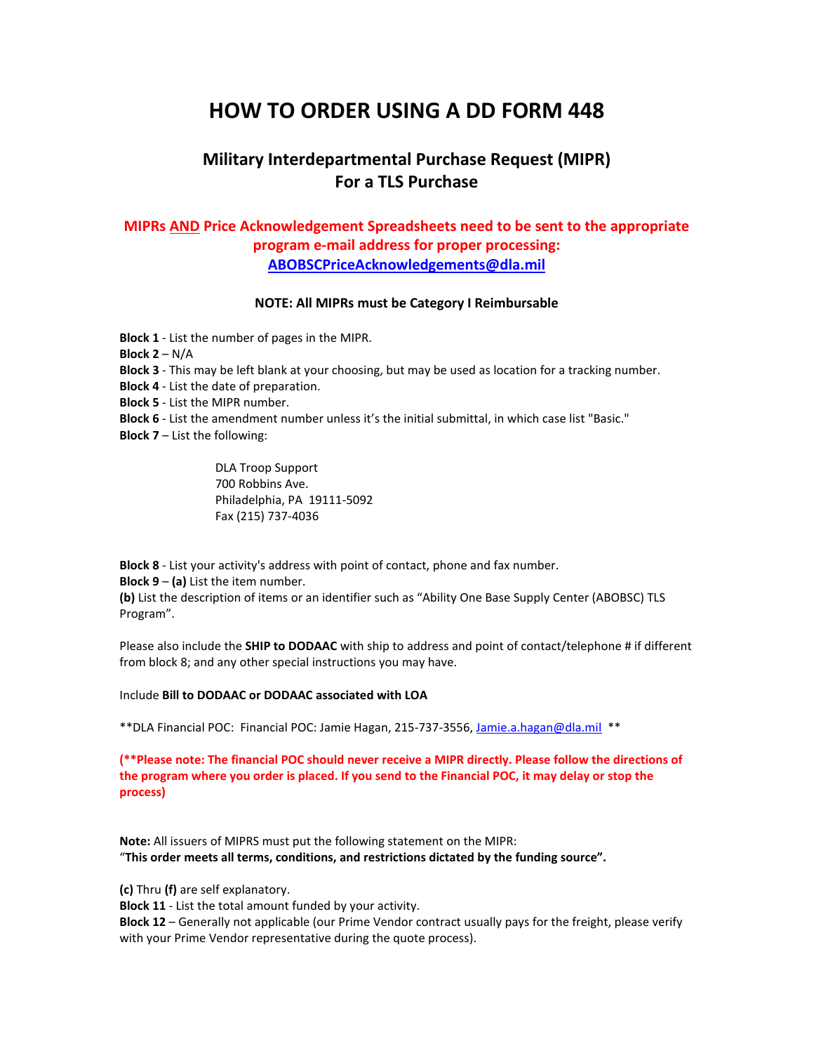# HOW TO ORDER USING A DD FORM 448

## Military Interdepartmental Purchase Request (MIPR) For a TLS Purchase

**MIPRs AND Price Acknowledgement Spreadsheets need to be sent to the appropriate program e-mail address for proper processing: ABOBSCPriceAcknowledgements@dla.mil**

**NOTE: All MIPRs must be Category I Reimbursable**

**Block 1** - List the number of pages in the MIPR.
**Block 2** – N/A
**Block 3** - This may be left blank at your choosing, but may be used as location for a tracking number.
**Block 4** - List the date of preparation.
**Block 5** - List the MIPR number.
**Block 6** - List the amendment number unless it's the initial submittal, in which case list "Basic."
**Block 7** – List the following:

DLA Troop Support
700 Robbins Ave.
Philadelphia, PA 19111-5092
Fax (215) 737-4036

**Block 8** - List your activity's address with point of contact, phone and fax number.
**Block 9** – **(a)** List the item number.
**(b)** List the description of items or an identifier such as "Ability One Base Supply Center (ABOBSC) TLS Program".

Please also include the **SHIP to DODAAC** with ship to address and point of contact/telephone # if different from block 8; and any other special instructions you may have.

Include **Bill to DODAAC or DODAAC associated with LOA**

**DLA Financial POC: Financial POC: Jamie Hagan, 215-737-3556, Jamie.a.hagan@dla.mil **

**(**Please note: The financial POC should never receive a MIPR directly. Please follow the directions of the program where you order is placed. If you send to the Financial POC, it may delay or stop the process)**

**Note:** All issuers of MIPRS must put the following statement on the MIPR:
"**This order meets all terms, conditions, and restrictions dictated by the funding source".**

**(c)** Thru **(f)** are self explanatory.
**Block 11** - List the total amount funded by your activity.
**Block 12** – Generally not applicable (our Prime Vendor contract usually pays for the freight, please verify with your Prime Vendor representative during the quote process).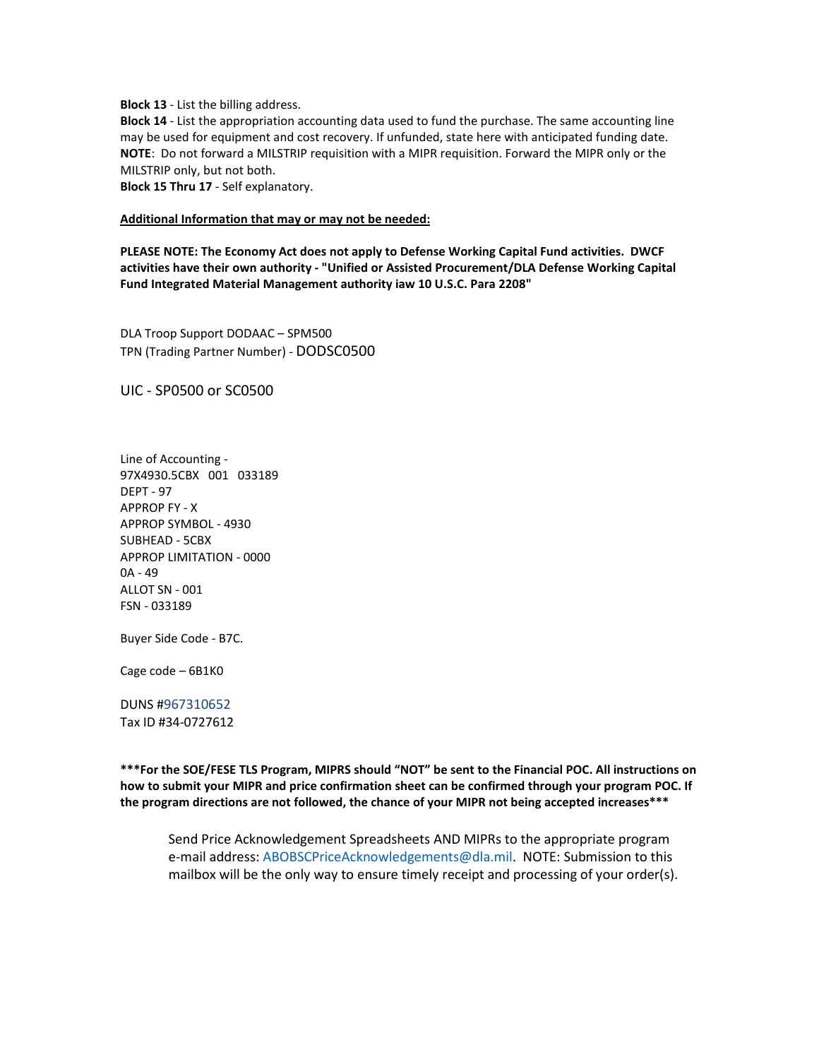**Block 13** - List the billing address.
**Block 14** - List the appropriation accounting data used to fund the purchase. The same accounting line may be used for equipment and cost recovery. If unfunded, state here with anticipated funding date.
**NOTE**: Do not forward a MILSTRIP requisition with a MIPR requisition. Forward the MIPR only or the MILSTRIP only, but not both.
**Block 15 Thru 17** - Self explanatory.

**<u>Additional Information that may or may not be needed:</u>**

**PLEASE NOTE: The Economy Act does not apply to Defense Working Capital Fund activities. DWCF activities have their own authority - "Unified or Assisted Procurement/DLA Defense Working Capital Fund Integrated Material Management authority iaw 10 U.S.C. Para 2208"**

DLA Troop Support DODAAC – SPM500
TPN (Trading Partner Number) - DODSC0500

UIC - SP0500 or SC0500

Line of Accounting -
97X4930.5CBX 001 033189
DEPT - 97
APPROP FY - X
APPROP SYMBOL - 4930
SUBHEAD - 5CBX
APPROP LIMITATION - 0000
0A - 49
ALLOT SN - 001
FSN - 033189

Buyer Side Code - B7C.

Cage code – 6B1K0

DUNS #967310652
Tax ID #34-0727612

**\*\*\*For the SOE/FESE TLS Program, MIPRS should "NOT" be sent to the Financial POC. All instructions on how to submit your MIPR and price confirmation sheet can be confirmed through your program POC. If the program directions are not followed, the chance of your MIPR not being accepted increases\*\*\***

> Send Price Acknowledgement Spreadsheets AND MIPRs to the appropriate program e-mail address: ABOBSCPriceAcknowledgements@dla.mil. NOTE: Submission to this mailbox will be the only way to ensure timely receipt and processing of your order(s).